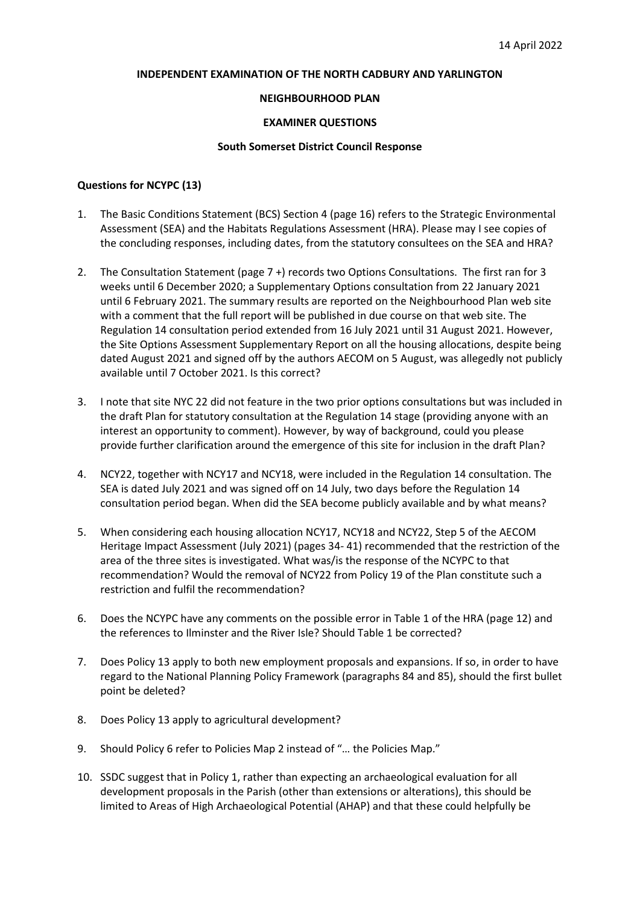14 April 2022

**INDEPENDENT EXAMINATION OF THE NORTH CADBURY AND YARLINGTON**

**NEIGHBOURHOOD PLAN**

**EXAMINER QUESTIONS**

**South Somerset District Council Response**

**Questions for NCYPC (13)**

1. The Basic Conditions Statement (BCS) Section 4 (page 16) refers to the Strategic Environmental Assessment (SEA) and the Habitats Regulations Assessment (HRA). Please may I see copies of the concluding responses, including dates, from the statutory consultees on the SEA and HRA?

2. The Consultation Statement (page 7 +) records two Options Consultations. The first ran for 3 weeks until 6 December 2020; a Supplementary Options consultation from 22 January 2021 until 6 February 2021. The summary results are reported on the Neighbourhood Plan web site with a comment that the full report will be published in due course on that web site. The Regulation 14 consultation period extended from 16 July 2021 until 31 August 2021. However, the Site Options Assessment Supplementary Report on all the housing allocations, despite being dated August 2021 and signed off by the authors AECOM on 5 August, was allegedly not publicly available until 7 October 2021. Is this correct?

3. I note that site NYC 22 did not feature in the two prior options consultations but was included in the draft Plan for statutory consultation at the Regulation 14 stage (providing anyone with an interest an opportunity to comment). However, by way of background, could you please provide further clarification around the emergence of this site for inclusion in the draft Plan?

4. NCY22, together with NCY17 and NCY18, were included in the Regulation 14 consultation. The SEA is dated July 2021 and was signed off on 14 July, two days before the Regulation 14 consultation period began. When did the SEA become publicly available and by what means?

5. When considering each housing allocation NCY17, NCY18 and NCY22, Step 5 of the AECOM Heritage Impact Assessment (July 2021) (pages 34- 41) recommended that the restriction of the area of the three sites is investigated. What was/is the response of the NCYPC to that recommendation? Would the removal of NCY22 from Policy 19 of the Plan constitute such a restriction and fulfil the recommendation?

6. Does the NCYPC have any comments on the possible error in Table 1 of the HRA (page 12) and the references to Ilminster and the River Isle? Should Table 1 be corrected?

7. Does Policy 13 apply to both new employment proposals and expansions. If so, in order to have regard to the National Planning Policy Framework (paragraphs 84 and 85), should the first bullet point be deleted?

8. Does Policy 13 apply to agricultural development?

9. Should Policy 6 refer to Policies Map 2 instead of "… the Policies Map."

10. SSDC suggest that in Policy 1, rather than expecting an archaeological evaluation for all development proposals in the Parish (other than extensions or alterations), this should be limited to Areas of High Archaeological Potential (AHAP) and that these could helpfully be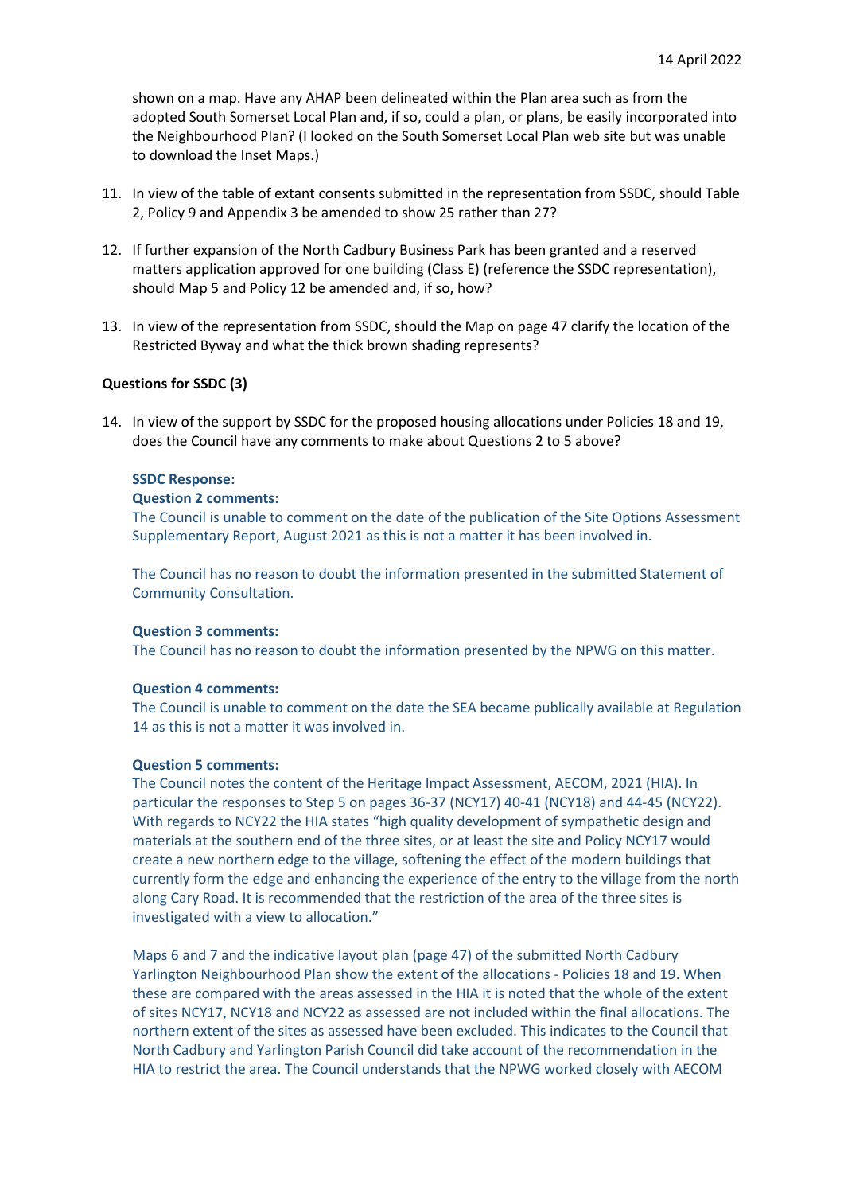shown on a map. Have any AHAP been delineated within the Plan area such as from the adopted South Somerset Local Plan and, if so, could a plan, or plans, be easily incorporated into the Neighbourhood Plan? (I looked on the South Somerset Local Plan web site but was unable to download the Inset Maps.)

11. In view of the table of extant consents submitted in the representation from SSDC, should Table 2, Policy 9 and Appendix 3 be amended to show 25 rather than 27?

12. If further expansion of the North Cadbury Business Park has been granted and a reserved matters application approved for one building (Class E) (reference the SSDC representation), should Map 5 and Policy 12 be amended and, if so, how?

13. In view of the representation from SSDC, should the Map on page 47 clarify the location of the Restricted Byway and what the thick brown shading represents?

**Questions for SSDC (3)**

14. In view of the support by SSDC for the proposed housing allocations under Policies 18 and 19, does the Council have any comments to make about Questions 2 to 5 above?

**SSDC Response:**

**Question 2 comments:**

The Council is unable to comment on the date of the publication of the Site Options Assessment Supplementary Report, August 2021 as this is not a matter it has been involved in.

The Council has no reason to doubt the information presented in the submitted Statement of Community Consultation.

**Question 3 comments:**

The Council has no reason to doubt the information presented by the NPWG on this matter.

**Question 4 comments:**

The Council is unable to comment on the date the SEA became publically available at Regulation 14 as this is not a matter it was involved in.

**Question 5 comments:**

The Council notes the content of the Heritage Impact Assessment, AECOM, 2021 (HIA). In particular the responses to Step 5 on pages 36-37 (NCY17) 40-41 (NCY18) and 44-45 (NCY22). With regards to NCY22 the HIA states "high quality development of sympathetic design and materials at the southern end of the three sites, or at least the site and Policy NCY17 would create a new northern edge to the village, softening the effect of the modern buildings that currently form the edge and enhancing the experience of the entry to the village from the north along Cary Road. It is recommended that the restriction of the area of the three sites is investigated with a view to allocation."

Maps 6 and 7 and the indicative layout plan (page 47) of the submitted North Cadbury Yarlington Neighbourhood Plan show the extent of the allocations - Policies 18 and 19. When these are compared with the areas assessed in the HIA it is noted that the whole of the extent of sites NCY17, NCY18 and NCY22 as assessed are not included within the final allocations. The northern extent of the sites as assessed have been excluded. This indicates to the Council that North Cadbury and Yarlington Parish Council did take account of the recommendation in the HIA to restrict the area. The Council understands that the NPWG worked closely with AECOM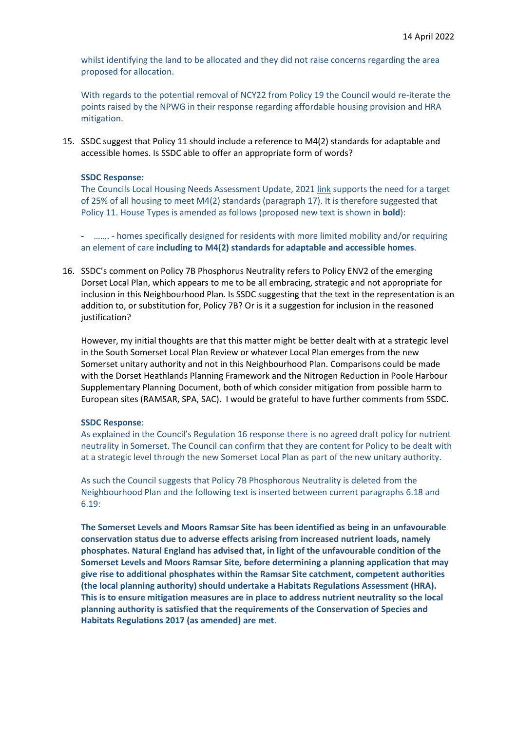whilst identifying the land to be allocated and they did not raise concerns regarding the area proposed for allocation.

With regards to the potential removal of NCY22 from Policy 19 the Council would re-iterate the points raised by the NPWG in their response regarding affordable housing provision and HRA mitigation.

15. SSDC suggest that Policy 11 should include a reference to M4(2) standards for adaptable and accessible homes. Is SSDC able to offer an appropriate form of words?

    **SSDC Response:**
    The Councils Local Housing Needs Assessment Update, 2021 link supports the need for a target of 25% of all housing to meet M4(2) standards (paragraph 17). It is therefore suggested that Policy 11. House Types is amended as follows (proposed new text is shown in **bold**):

    - ……. - homes specifically designed for residents with more limited mobility and/or requiring an element of care **including to M4(2) standards for adaptable and accessible homes**.

16. SSDC's comment on Policy 7B Phosphorus Neutrality refers to Policy ENV2 of the emerging Dorset Local Plan, which appears to me to be all embracing, strategic and not appropriate for inclusion in this Neighbourhood Plan. Is SSDC suggesting that the text in the representation is an addition to, or substitution for, Policy 7B? Or is it a suggestion for inclusion in the reasoned justification?

    However, my initial thoughts are that this matter might be better dealt with at a strategic level in the South Somerset Local Plan Review or whatever Local Plan emerges from the new Somerset unitary authority and not in this Neighbourhood Plan. Comparisons could be made with the Dorset Heathlands Planning Framework and the Nitrogen Reduction in Poole Harbour Supplementary Planning Document, both of which consider mitigation from possible harm to European sites (RAMSAR, SPA, SAC). I would be grateful to have further comments from SSDC.

    **SSDC Response**:
    As explained in the Council's Regulation 16 response there is no agreed draft policy for nutrient neutrality in Somerset. The Council can confirm that they are content for Policy to be dealt with at a strategic level through the new Somerset Local Plan as part of the new unitary authority.

    As such the Council suggests that Policy 7B Phosphorous Neutrality is deleted from the Neighbourhood Plan and the following text is inserted between current paragraphs 6.18 and 6.19:

    **The Somerset Levels and Moors Ramsar Site has been identified as being in an unfavourable conservation status due to adverse effects arising from increased nutrient loads, namely phosphates. Natural England has advised that, in light of the unfavourable condition of the Somerset Levels and Moors Ramsar Site, before determining a planning application that may give rise to additional phosphates within the Ramsar Site catchment, competent authorities (the local planning authority) should undertake a Habitats Regulations Assessment (HRA). This is to ensure mitigation measures are in place to address nutrient neutrality so the local planning authority is satisfied that the requirements of the Conservation of Species and Habitats Regulations 2017 (as amended) are met**.